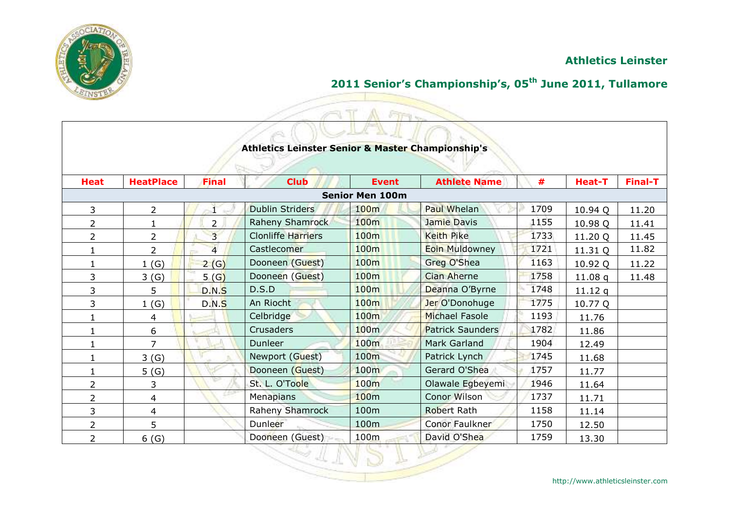## Athletics Leinster

## 2011 Senior's Championship's, 05th June 2011, Tullamore

### Athletics Leinster Senior & Master Championship's

| Heat | HeatPlace | Final | Club | Event | Athlete Name | # | Heat-T | Final-T |
|---|---|---|---|---|---|---|---|---|
| **Senior Men 100m** | | | | | | | | |
| 3 | 2 | 1 | Dublin Striders | 100m | Paul Whelan | 1709 | 10.94 Q | 11.20 |
| 2 | 1 | 2 | Raheny Shamrock | 100m | Jamie Davis | 1155 | 10.98 Q | 11.41 |
| 2 | 2 | 3 | Clonliffe Harriers | 100m | Keith Pike | 1733 | 11.20 Q | 11.45 |
| 1 | 2 | 4 | Castlecomer | 100m | Eoin Muldowney | 1721 | 11.31 Q | 11.82 |
| 1 | 1 (G) | 2 (G) | Dooneen (Guest) | 100m | Greg O'Shea | 1163 | 10.92 Q | 11.22 |
| 3 | 3 (G) | 5 (G) | Dooneen (Guest) | 100m | Cian Aherne | 1758 | 11.08 q | 11.48 |
| 3 | 5 | D.N.S | D.S.D | 100m | Deanna O'Byrne | 1748 | 11.12 q | |
| 3 | 1 (G) | D.N.S | An Riocht | 100m | Jer O'Donohuge | 1775 | 10.77 Q | |
| 1 | 4 | | Celbridge | 100m | Michael Fasole | 1193 | 11.76 | |
| 1 | 6 | | Crusaders | 100m | Patrick Saunders | 1782 | 11.86 | |
| 1 | 7 | | Dunleer | 100m | Mark Garland | 1904 | 12.49 | |
| 1 | 3 (G) | | Newport (Guest) | 100m | Patrick Lynch | 1745 | 11.68 | |
| 1 | 5 (G) | | Dooneen (Guest) | 100m | Gerard O'Shea | 1757 | 11.77 | |
| 2 | 3 | | St. L. O'Toole | 100m | Olawale Egbeyemi | 1946 | 11.64 | |
| 2 | 4 | | Menapians | 100m | Conor Wilson | 1737 | 11.71 | |
| 3 | 4 | | Raheny Shamrock | 100m | Robert Rath | 1158 | 11.14 | |
| 2 | 5 | | Dunleer | 100m | Conor Faulkner | 1750 | 12.50 | |
| 2 | 6 (G) | | Dooneen (Guest) | 100m | David O'Shea | 1759 | 13.30 | |

http://www.athleticsleinster.com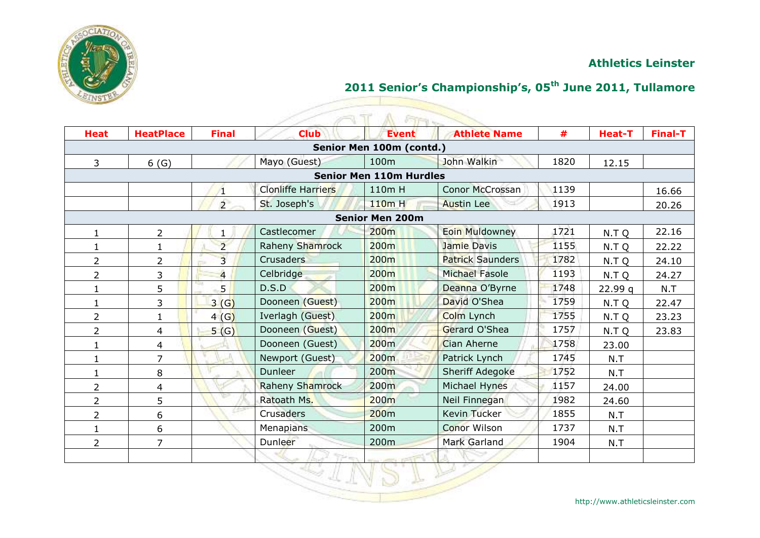## Athletics Leinster

## 2011 Senior's Championship's, 05th June 2011, Tullamore

| Heat | HeatPlace | Final | Club | Event | Athlete Name | # | Heat-T | Final-T |
|---|---|---|---|---|---|---|---|---|
| **Senior Men 100m (contd.)** | | | | | | | | |
| 3 | 6 (G) | | Mayo (Guest) | 100m | John Walkin | 1820 | 12.15 | |
| **Senior Men 110m Hurdles** | | | | | | | | |
| | | 1 | Clonliffe Harriers | 110m H | Conor McCrossan | 1139 | | 16.66 |
| | | 2 | St. Joseph's | 110m H | Austin Lee | 1913 | | 20.26 |
| **Senior Men 200m** | | | | | | | | |
| 1 | 2 | 1 | Castlecomer | 200m | Eoin Muldowney | 1721 | N.T Q | 22.16 |
| 1 | 1 | 2 | Raheny Shamrock | 200m | Jamie Davis | 1155 | N.T Q | 22.22 |
| 2 | 2 | 3 | Crusaders | 200m | Patrick Saunders | 1782 | N.T Q | 24.10 |
| 2 | 3 | 4 | Celbridge | 200m | Michael Fasole | 1193 | N.T Q | 24.27 |
| 1 | 5 | 5 | D.S.D | 200m | Deanna O'Byrne | 1748 | 22.99 q | N.T |
| 1 | 3 | 3 (G) | Dooneen (Guest) | 200m | David O'Shea | 1759 | N.T Q | 22.47 |
| 2 | 1 | 4 (G) | Iverlagh (Guest) | 200m | Colm Lynch | 1755 | N.T Q | 23.23 |
| 2 | 4 | 5 (G) | Dooneen (Guest) | 200m | Gerard O'Shea | 1757 | N.T Q | 23.83 |
| 1 | 4 | | Dooneen (Guest) | 200m | Cian Aherne | 1758 | 23.00 | |
| 1 | 7 | | Newport (Guest) | 200m | Patrick Lynch | 1745 | N.T | |
| 1 | 8 | | Dunleer | 200m | Sheriff Adegoke | 1752 | N.T | |
| 2 | 4 | | Raheny Shamrock | 200m | Michael Hynes | 1157 | 24.00 | |
| 2 | 5 | | Ratoath Ms. | 200m | Neil Finnegan | 1982 | 24.60 | |
| 2 | 6 | | Crusaders | 200m | Kevin Tucker | 1855 | N.T | |
| 1 | 6 | | Menapians | 200m | Conor Wilson | 1737 | N.T | |
| 2 | 7 | | Dunleer | 200m | Mark Garland | 1904 | N.T | |
| | | | | | | | | |

http://www.athleticsleinster.com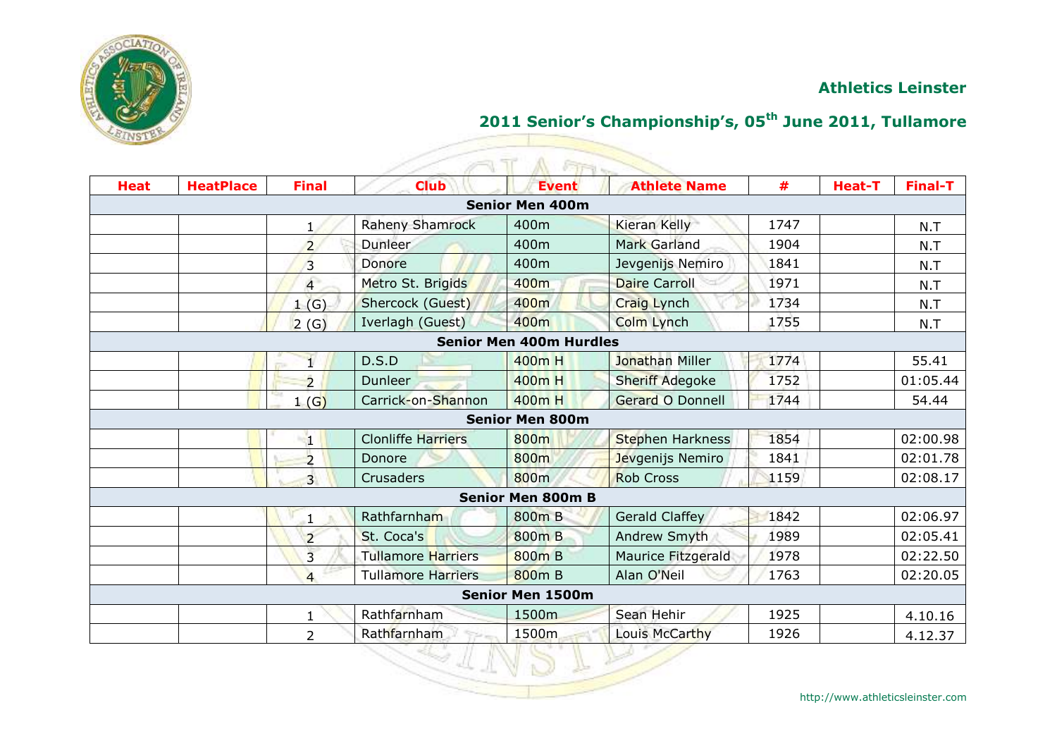## Athletics Leinster

## 2011 Senior's Championship's, 05th June 2011, Tullamore

| Heat | HeatPlace | Final | Club | Event | Athlete Name | # | Heat-T | Final-T |
|---|---|---|---|---|---|---|---|---|
| **Senior Men 400m** | | | | | | | | |
| | | 1 | Raheny Shamrock | 400m | Kieran Kelly | 1747 | | N.T |
| | | 2 | Dunleer | 400m | Mark Garland | 1904 | | N.T |
| | | 3 | Donore | 400m | Jevgenijs Nemiro | 1841 | | N.T |
| | | 4 | Metro St. Brigids | 400m | Daire Carroll | 1971 | | N.T |
| | | 1 (G) | Shercock (Guest) | 400m | Craig Lynch | 1734 | | N.T |
| | | 2 (G) | Iverlagh (Guest) | 400m | Colm Lynch | 1755 | | N.T |
| **Senior Men 400m Hurdles** | | | | | | | | |
| | | 1 | D.S.D | 400m H | Jonathan Miller | 1774 | | 55.41 |
| | | 2 | Dunleer | 400m H | Sheriff Adegoke | 1752 | | 01:05.44 |
| | | 1 (G) | Carrick-on-Shannon | 400m H | Gerard O Donnell | 1744 | | 54.44 |
| **Senior Men 800m** | | | | | | | | |
| | | 1 | Clonliffe Harriers | 800m | Stephen Harkness | 1854 | | 02:00.98 |
| | | 2 | Donore | 800m | Jevgenijs Nemiro | 1841 | | 02:01.78 |
| | | 3 | Crusaders | 800m | Rob Cross | 1159 | | 02:08.17 |
| **Senior Men 800m B** | | | | | | | | |
| | | 1 | Rathfarnham | 800m B | Gerald Claffey | 1842 | | 02:06.97 |
| | | 2 | St. Coca's | 800m B | Andrew Smyth | 1989 | | 02:05.41 |
| | | 3 | Tullamore Harriers | 800m B | Maurice Fitzgerald | 1978 | | 02:22.50 |
| | | 4 | Tullamore Harriers | 800m B | Alan O'Neil | 1763 | | 02:20.05 |
| **Senior Men 1500m** | | | | | | | | |
| | | 1 | Rathfarnham | 1500m | Sean Hehir | 1925 | | 4.10.16 |
| | | 2 | Rathfarnham | 1500m | Louis McCarthy | 1926 | | 4.12.37 |

http://www.athleticsleinster.com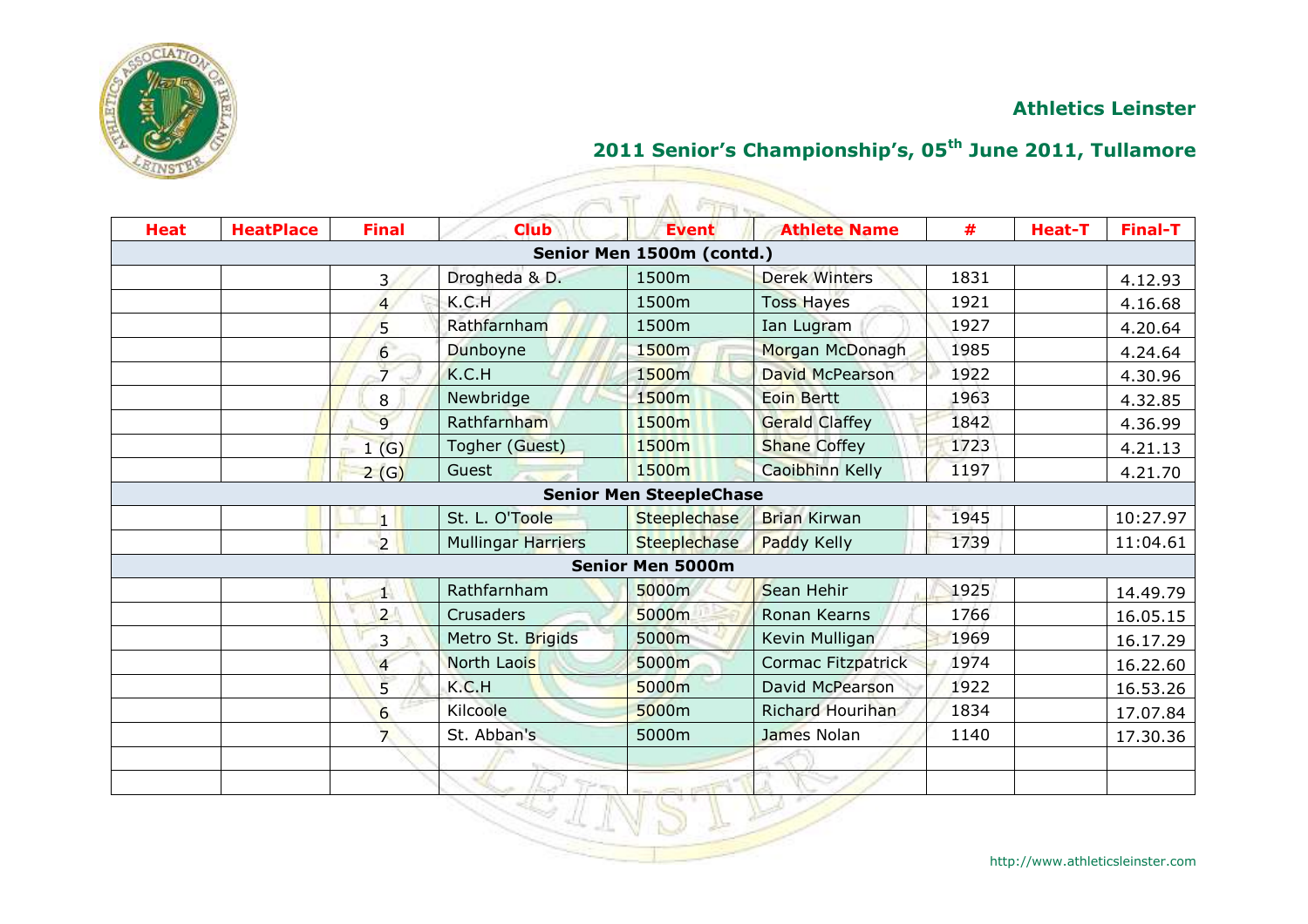## Athletics Leinster

## 2011 Senior's Championship's, 05th June 2011, Tullamore

| Heat | HeatPlace | Final | Club | Event | Athlete Name | # | Heat-T | Final-T |
|---|---|---|---|---|---|---|---|---|
| **Senior Men 1500m (contd.)** | | | | | | | | |
| | | 3 | Drogheda & D. | 1500m | Derek Winters | 1831 | | 4.12.93 |
| | | 4 | K.C.H | 1500m | Toss Hayes | 1921 | | 4.16.68 |
| | | 5 | Rathfarnham | 1500m | Ian Lugram | 1927 | | 4.20.64 |
| | | 6 | Dunboyne | 1500m | Morgan McDonagh | 1985 | | 4.24.64 |
| | | 7 | K.C.H | 1500m | David McPearson | 1922 | | 4.30.96 |
| | | 8 | Newbridge | 1500m | Eoin Bertt | 1963 | | 4.32.85 |
| | | 9 | Rathfarnham | 1500m | Gerald Claffey | 1842 | | 4.36.99 |
| | | 1 (G) | Togher (Guest) | 1500m | Shane Coffey | 1723 | | 4.21.13 |
| | | 2 (G) | Guest | 1500m | Caoibhinn Kelly | 1197 | | 4.21.70 |
| **Senior Men SteepleChase** | | | | | | | | |
| | | 1 | St. L. O'Toole | Steeplechase | Brian Kirwan | 1945 | | 10:27.97 |
| | | 2 | Mullingar Harriers | Steeplechase | Paddy Kelly | 1739 | | 11:04.61 |
| **Senior Men 5000m** | | | | | | | | |
| | | 1 | Rathfarnham | 5000m | Sean Hehir | 1925 | | 14.49.79 |
| | | 2 | Crusaders | 5000m | Ronan Kearns | 1766 | | 16.05.15 |
| | | 3 | Metro St. Brigids | 5000m | Kevin Mulligan | 1969 | | 16.17.29 |
| | | 4 | North Laois | 5000m | Cormac Fitzpatrick | 1974 | | 16.22.60 |
| | | 5 | K.C.H | 5000m | David McPearson | 1922 | | 16.53.26 |
| | | 6 | Kilcoole | 5000m | Richard Hourihan | 1834 | | 17.07.84 |
| | | 7 | St. Abban's | 5000m | James Nolan | 1140 | | 17.30.36 |
| | | | | | | | | |
| | | | | | | | | |

http://www.athleticsleinster.com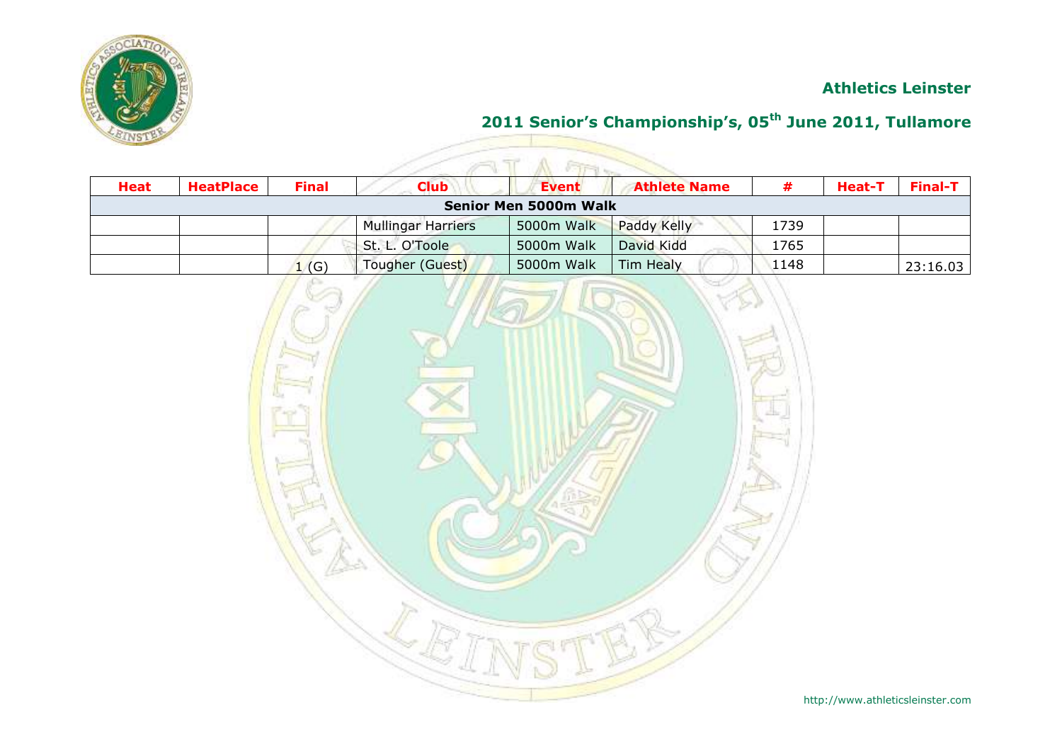**Athletics Leinster**

## 2011 Senior's Championship's, 05th June 2011, Tullamore

| Heat | HeatPlace | Final | Club | Event | Athlete Name | # | Heat-T | Final-T |
|---|---|---|---|---|---|---|---|---|
| **Senior Men 5000m Walk** | | | | | | | | |
| | | | Mullingar Harriers | 5000m Walk | Paddy Kelly | 1739 | | |
| | | | St. L. O'Toole | 5000m Walk | David Kidd | 1765 | | |
| | | 1 (G) | Tougher (Guest) | 5000m Walk | Tim Healy | 1148 | | 23:16.03 |

http://www.athleticsleinster.com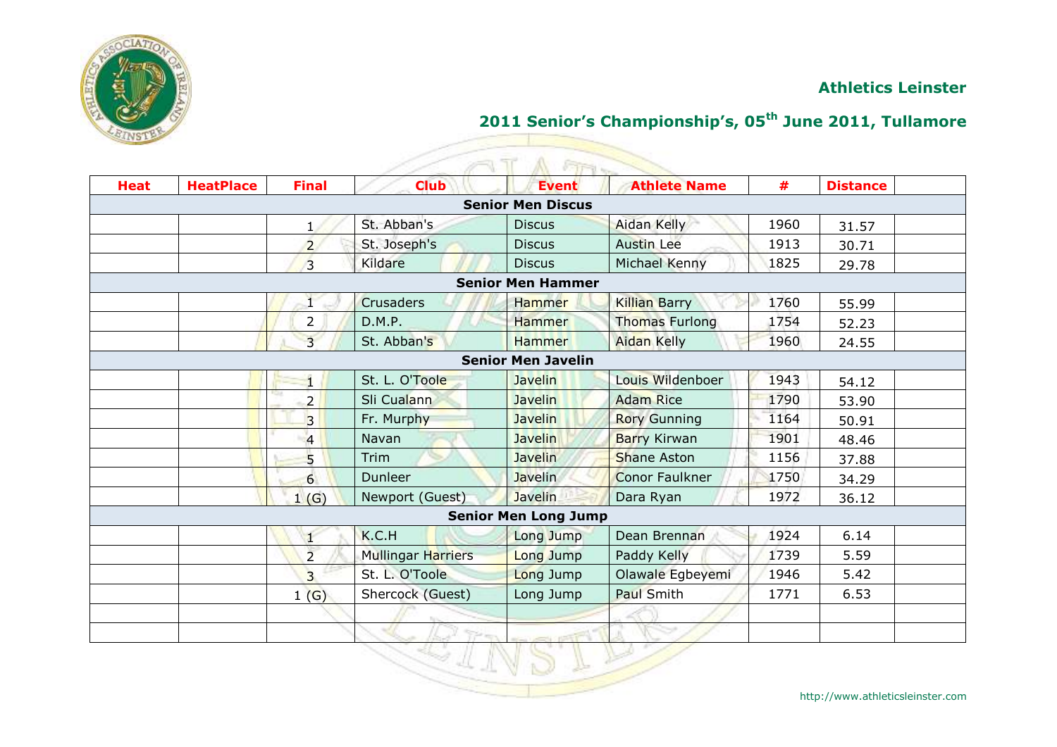## Athletics Leinster

## 2011 Senior's Championship's, 05th June 2011, Tullamore

| Heat | HeatPlace | Final | Club | Event | Athlete Name | # | Distance | |
|---|---|---|---|---|---|---|---|---|
| **Senior Men Discus** | | | | | | | | |
| | | 1 | St. Abban's | Discus | Aidan Kelly | 1960 | 31.57 | |
| | | 2 | St. Joseph's | Discus | Austin Lee | 1913 | 30.71 | |
| | | 3 | Kildare | Discus | Michael Kenny | 1825 | 29.78 | |
| **Senior Men Hammer** | | | | | | | | |
| | | 1 | Crusaders | Hammer | Killian Barry | 1760 | 55.99 | |
| | | 2 | D.M.P. | Hammer | Thomas Furlong | 1754 | 52.23 | |
| | | 3 | St. Abban's | Hammer | Aidan Kelly | 1960 | 24.55 | |
| **Senior Men Javelin** | | | | | | | | |
| | | 1 | St. L. O'Toole | Javelin | Louis Wildenboer | 1943 | 54.12 | |
| | | 2 | Sli Cualann | Javelin | Adam Rice | 1790 | 53.90 | |
| | | 3 | Fr. Murphy | Javelin | Rory Gunning | 1164 | 50.91 | |
| | | 4 | Navan | Javelin | Barry Kirwan | 1901 | 48.46 | |
| | | 5 | Trim | Javelin | Shane Aston | 1156 | 37.88 | |
| | | 6 | Dunleer | Javelin | Conor Faulkner | 1750 | 34.29 | |
| | | 1 (G) | Newport (Guest) | Javelin | Dara Ryan | 1972 | 36.12 | |
| **Senior Men Long Jump** | | | | | | | | |
| | | 1 | K.C.H | Long Jump | Dean Brennan | 1924 | 6.14 | |
| | | 2 | Mullingar Harriers | Long Jump | Paddy Kelly | 1739 | 5.59 | |
| | | 3 | St. L. O'Toole | Long Jump | Olawale Egbeyemi | 1946 | 5.42 | |
| | | 1 (G) | Shercock (Guest) | Long Jump | Paul Smith | 1771 | 6.53 | |
| | | | | | | | | |
| | | | | | | | | |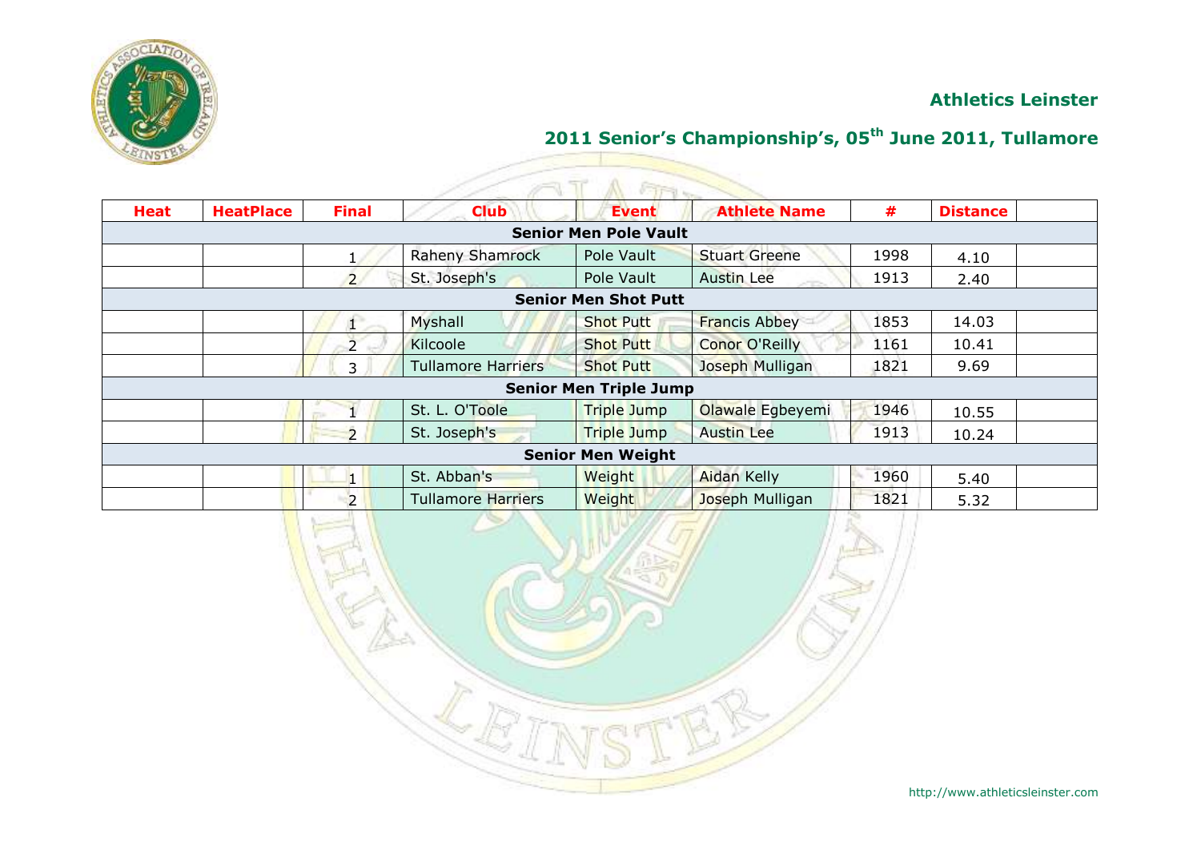# Athletics Leinster

## 2011 Senior's Championship's, 05th June 2011, Tullamore

| Heat | HeatPlace | Final | Club | Event | Athlete Name | # | Distance | |
|---|---|---|---|---|---|---|---|---|
| **Senior Men Pole Vault** | | | | | | | | |
| | | 1 | Raheny Shamrock | Pole Vault | Stuart Greene | 1998 | 4.10 | |
| | | 2 | St. Joseph's | Pole Vault | Austin Lee | 1913 | 2.40 | |
| **Senior Men Shot Putt** | | | | | | | | |
| | | 1 | Myshall | Shot Putt | Francis Abbey | 1853 | 14.03 | |
| | | 2 | Kilcoole | Shot Putt | Conor O'Reilly | 1161 | 10.41 | |
| | | 3 | Tullamore Harriers | Shot Putt | Joseph Mulligan | 1821 | 9.69 | |
| **Senior Men Triple Jump** | | | | | | | | |
| | | 1 | St. L. O'Toole | Triple Jump | Olawale Egbeyemi | 1946 | 10.55 | |
| | | 2 | St. Joseph's | Triple Jump | Austin Lee | 1913 | 10.24 | |
| **Senior Men Weight** | | | | | | | | |
| | | 1 | St. Abban's | Weight | Aidan Kelly | 1960 | 5.40 | |
| | | 2 | Tullamore Harriers | Weight | Joseph Mulligan | 1821 | 5.32 | |

http://www.athleticsleinster.com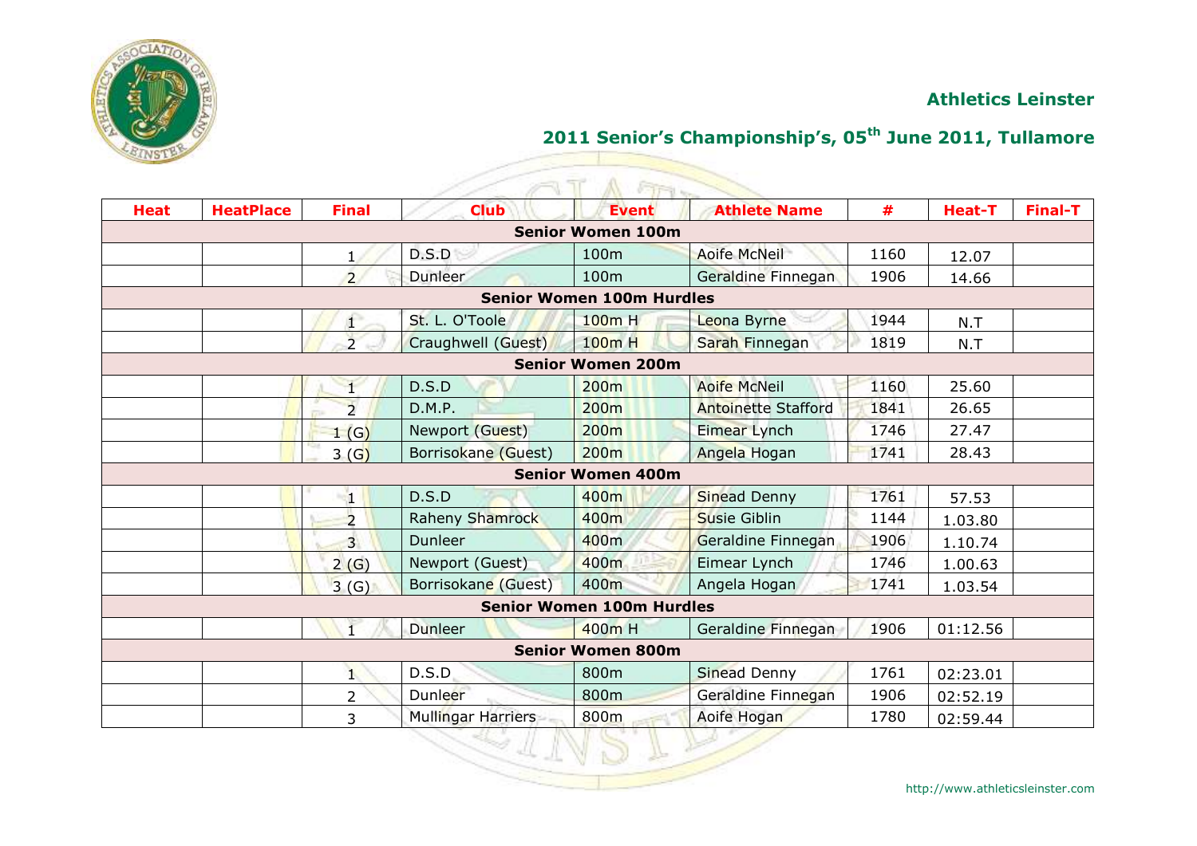## Athletics Leinster

## 2011 Senior's Championship's, 05th June 2011, Tullamore

| Heat | HeatPlace | Final | Club | Event | Athlete Name | # | Heat-T | Final-T |
|---|---|---|---|---|---|---|---|---|
| **Senior Women 100m** | | | | | | | | |
| | | 1 | D.S.D | 100m | Aoife McNeil | 1160 | 12.07 | |
| | | 2 | Dunleer | 100m | Geraldine Finnegan | 1906 | 14.66 | |
| **Senior Women 100m Hurdles** | | | | | | | | |
| | | 1 | St. L. O'Toole | 100m H | Leona Byrne | 1944 | N.T | |
| | | 2 | Craughwell (Guest) | 100m H | Sarah Finnegan | 1819 | N.T | |
| **Senior Women 200m** | | | | | | | | |
| | | 1 | D.S.D | 200m | Aoife McNeil | 1160 | 25.60 | |
| | | 2 | D.M.P. | 200m | Antoinette Stafford | 1841 | 26.65 | |
| | | 1 (G) | Newport (Guest) | 200m | Eimear Lynch | 1746 | 27.47 | |
| | | 3 (G) | Borrisokane (Guest) | 200m | Angela Hogan | 1741 | 28.43 | |
| **Senior Women 400m** | | | | | | | | |
| | | 1 | D.S.D | 400m | Sinead Denny | 1761 | 57.53 | |
| | | 2 | Raheny Shamrock | 400m | Susie Giblin | 1144 | 1.03.80 | |
| | | 3 | Dunleer | 400m | Geraldine Finnegan | 1906 | 1.10.74 | |
| | | 2 (G) | Newport (Guest) | 400m | Eimear Lynch | 1746 | 1.00.63 | |
| | | 3 (G) | Borrisokane (Guest) | 400m | Angela Hogan | 1741 | 1.03.54 | |
| **Senior Women 100m Hurdles** | | | | | | | | |
| | | 1 | Dunleer | 400m H | Geraldine Finnegan | 1906 | 01:12.56 | |
| **Senior Women 800m** | | | | | | | | |
| | | 1 | D.S.D | 800m | Sinead Denny | 1761 | 02:23.01 | |
| | | 2 | Dunleer | 800m | Geraldine Finnegan | 1906 | 02:52.19 | |
| | | 3 | Mullingar Harriers | 800m | Aoife Hogan | 1780 | 02:59.44 | |

http://www.athleticsleinster.com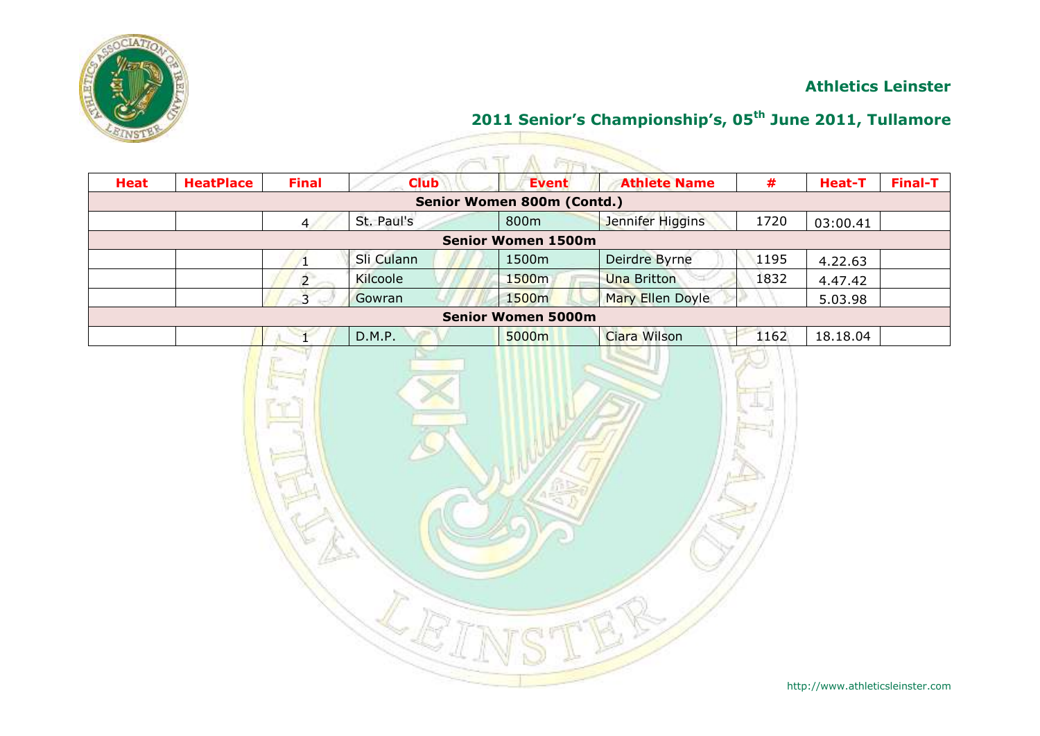## Athletics Leinster

## 2011 Senior's Championship's, 05th June 2011, Tullamore

| Heat | HeatPlace | Final | Club | Event | Athlete Name | # | Heat-T | Final-T |
|---|---|---|---|---|---|---|---|---|
| **Senior Women 800m (Contd.)** | | | | | | | | |
| | | 4 | St. Paul's | 800m | Jennifer Higgins | 1720 | 03:00.41 | |
| **Senior Women 1500m** | | | | | | | | |
| | | 1 | Sli Culann | 1500m | Deirdre Byrne | 1195 | 4.22.63 | |
| | | 2 | Kilcoole | 1500m | Una Britton | 1832 | 4.47.42 | |
| | | 3 | Gowran | 1500m | Mary Ellen Doyle | | 5.03.98 | |
| **Senior Women 5000m** | | | | | | | | |
| | | 1 | D.M.P. | 5000m | Ciara Wilson | 1162 | 18.18.04 | |

http://www.athleticsleinster.com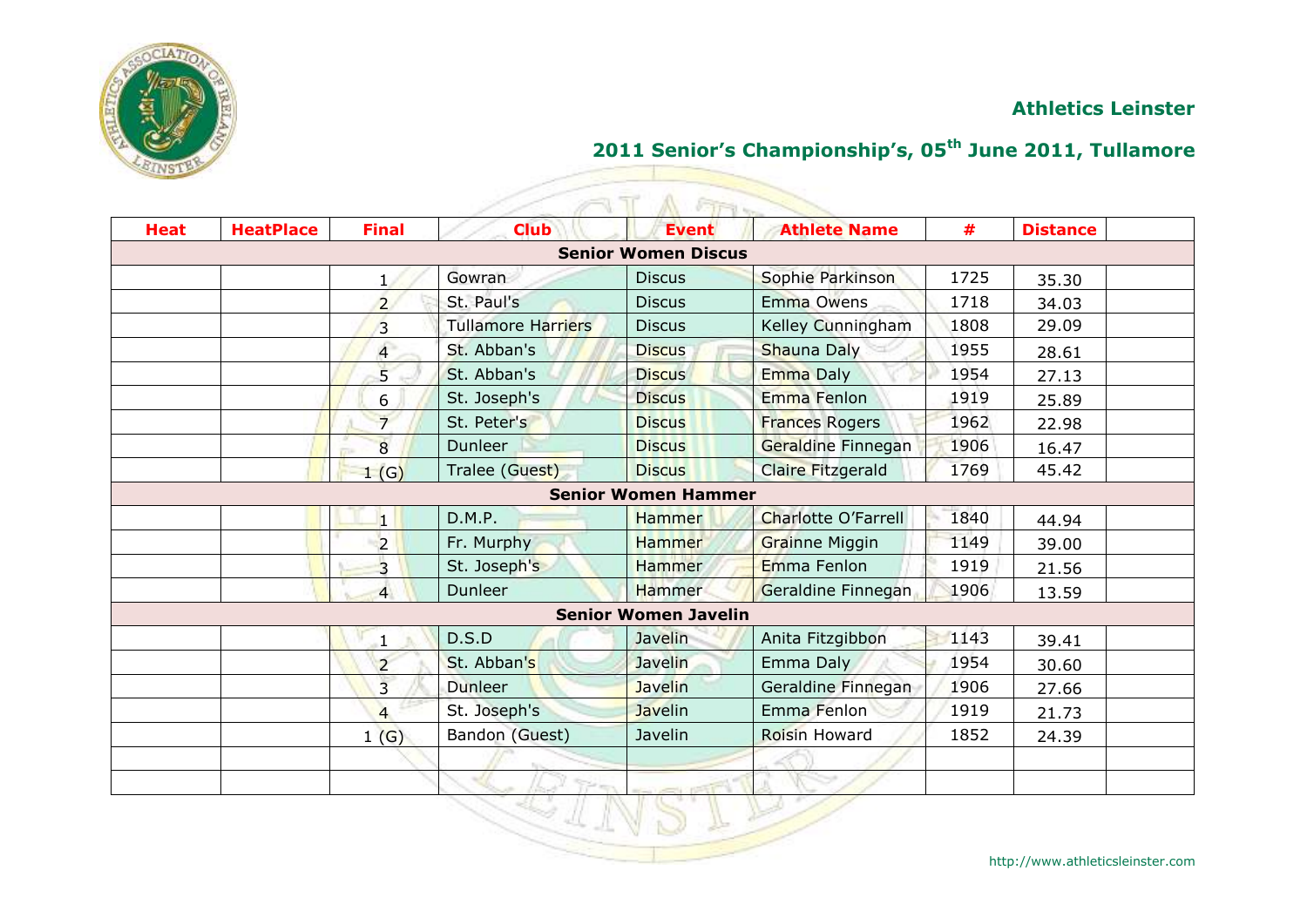**Athletics Leinster**

## 2011 Senior's Championship's, 05th June 2011, Tullamore

| Heat | HeatPlace | Final | Club | Event | Athlete Name | # | Distance | |
|---|---|---|---|---|---|---|---|---|
| **Senior Women Discus** | | | | | | | | |
| | | 1 | Gowran | Discus | Sophie Parkinson | 1725 | 35.30 | |
| | | 2 | St. Paul's | Discus | Emma Owens | 1718 | 34.03 | |
| | | 3 | Tullamore Harriers | Discus | Kelley Cunningham | 1808 | 29.09 | |
| | | 4 | St. Abban's | Discus | Shauna Daly | 1955 | 28.61 | |
| | | 5 | St. Abban's | Discus | Emma Daly | 1954 | 27.13 | |
| | | 6 | St. Joseph's | Discus | Emma Fenlon | 1919 | 25.89 | |
| | | 7 | St. Peter's | Discus | Frances Rogers | 1962 | 22.98 | |
| | | 8 | Dunleer | Discus | Geraldine Finnegan | 1906 | 16.47 | |
| | | 1 (G) | Tralee (Guest) | Discus | Claire Fitzgerald | 1769 | 45.42 | |
| **Senior Women Hammer** | | | | | | | | |
| | | 1 | D.M.P. | Hammer | Charlotte O'Farrell | 1840 | 44.94 | |
| | | 2 | Fr. Murphy | Hammer | Grainne Miggin | 1149 | 39.00 | |
| | | 3 | St. Joseph's | Hammer | Emma Fenlon | 1919 | 21.56 | |
| | | 4 | Dunleer | Hammer | Geraldine Finnegan | 1906 | 13.59 | |
| **Senior Women Javelin** | | | | | | | | |
| | | 1 | D.S.D | Javelin | Anita Fitzgibbon | 1143 | 39.41 | |
| | | 2 | St. Abban's | Javelin | Emma Daly | 1954 | 30.60 | |
| | | 3 | Dunleer | Javelin | Geraldine Finnegan | 1906 | 27.66 | |
| | | 4 | St. Joseph's | Javelin | Emma Fenlon | 1919 | 21.73 | |
| | | 1 (G) | Bandon (Guest) | Javelin | Roisin Howard | 1852 | 24.39 | |
| | | | | | | | | |
| | | | | | | | | |

http://www.athleticsleinster.com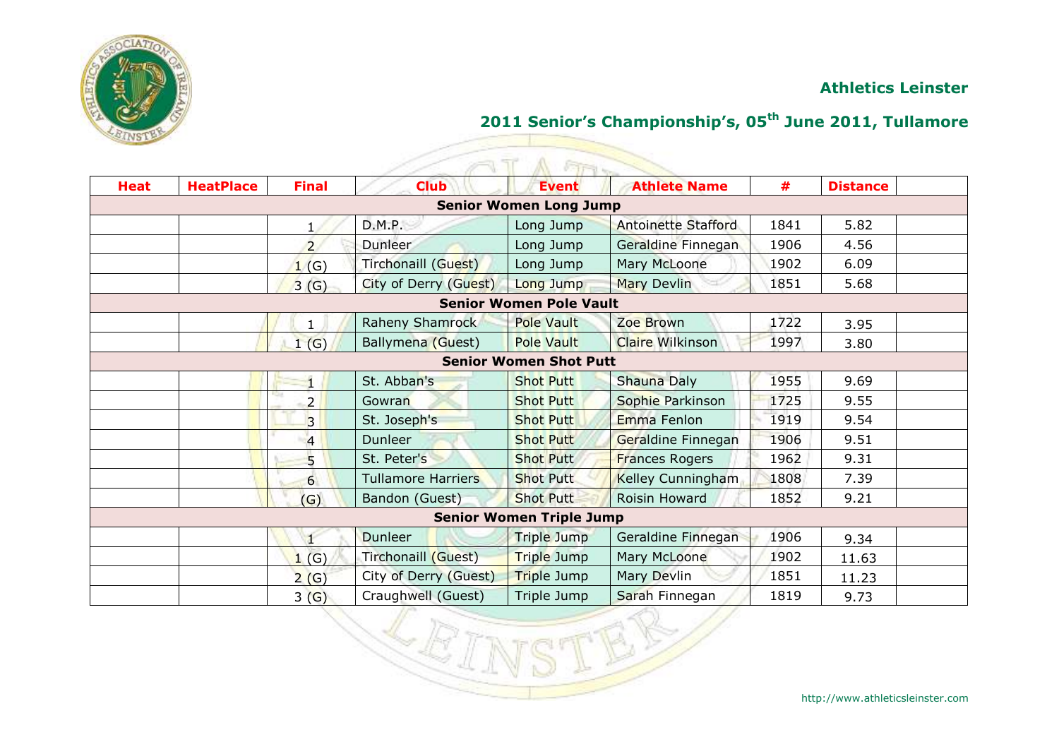**Athletics Leinster**

**2011 Senior's Championship's, 05th June 2011, Tullamore**

| Heat | HeatPlace | Final | Club | Event | Athlete Name | # | Distance | |
|---|---|---|---|---|---|---|---|---|
| **Senior Women Long Jump** | | | | | | | | |
| | | 1 | D.M.P. | Long Jump | Antoinette Stafford | 1841 | 5.82 | |
| | | 2 | Dunleer | Long Jump | Geraldine Finnegan | 1906 | 4.56 | |
| | | 1 (G) | Tirchonaill (Guest) | Long Jump | Mary McLoone | 1902 | 6.09 | |
| | | 3 (G) | City of Derry (Guest) | Long Jump | Mary Devlin | 1851 | 5.68 | |
| **Senior Women Pole Vault** | | | | | | | | |
| | | 1 | Raheny Shamrock | Pole Vault | Zoe Brown | 1722 | 3.95 | |
| | | 1 (G) | Ballymena (Guest) | Pole Vault | Claire Wilkinson | 1997 | 3.80 | |
| **Senior Women Shot Putt** | | | | | | | | |
| | | 1 | St. Abban's | Shot Putt | Shauna Daly | 1955 | 9.69 | |
| | | 2 | Gowran | Shot Putt | Sophie Parkinson | 1725 | 9.55 | |
| | | 3 | St. Joseph's | Shot Putt | Emma Fenlon | 1919 | 9.54 | |
| | | 4 | Dunleer | Shot Putt | Geraldine Finnegan | 1906 | 9.51 | |
| | | 5 | St. Peter's | Shot Putt | Frances Rogers | 1962 | 9.31 | |
| | | 6 | Tullamore Harriers | Shot Putt | Kelley Cunningham | 1808 | 7.39 | |
| | | (G) | Bandon (Guest) | Shot Putt | Roisin Howard | 1852 | 9.21 | |
| **Senior Women Triple Jump** | | | | | | | | |
| | | 1 | Dunleer | Triple Jump | Geraldine Finnegan | 1906 | 9.34 | |
| | | 1 (G) | Tirchonaill (Guest) | Triple Jump | Mary McLoone | 1902 | 11.63 | |
| | | 2 (G) | City of Derry (Guest) | Triple Jump | Mary Devlin | 1851 | 11.23 | |
| | | 3 (G) | Craughwell (Guest) | Triple Jump | Sarah Finnegan | 1819 | 9.73 | |

http://www.athleticsleinster.com